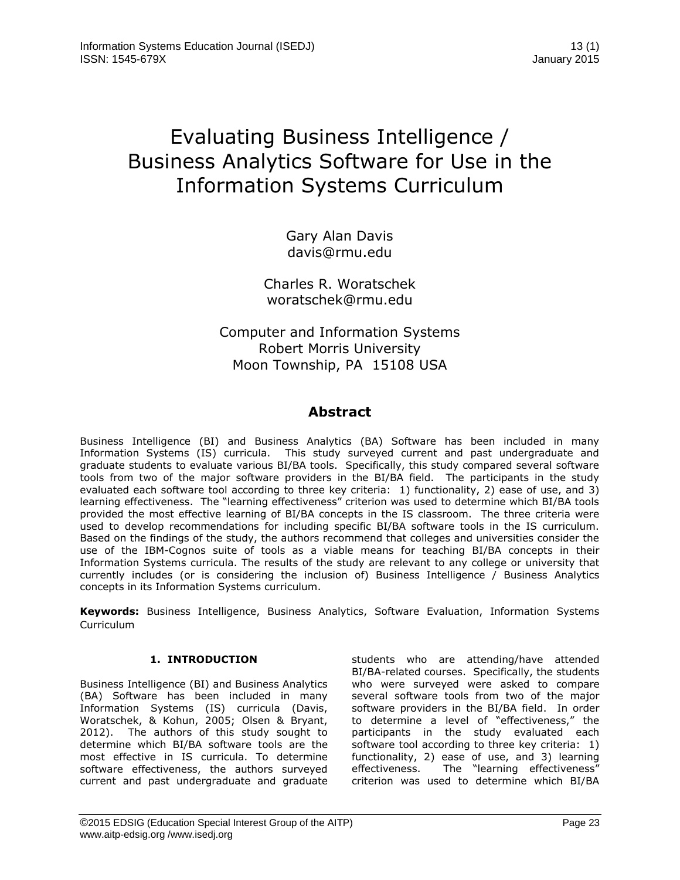# Evaluating Business Intelligence / Business Analytics Software for Use in the Information Systems Curriculum

Gary Alan Davis
davis@rmu.edu

Charles R. Woratschek
woratschek@rmu.edu

Computer and Information Systems
Robert Morris University
Moon Township, PA 15108 USA

## Abstract

Business Intelligence (BI) and Business Analytics (BA) Software has been included in many Information Systems (IS) curricula. This study surveyed current and past undergraduate and graduate students to evaluate various BI/BA tools. Specifically, this study compared several software tools from two of the major software providers in the BI/BA field. The participants in the study evaluated each software tool according to three key criteria: 1) functionality, 2) ease of use, and 3) learning effectiveness. The "learning effectiveness" criterion was used to determine which BI/BA tools provided the most effective learning of BI/BA concepts in the IS classroom. The three criteria were used to develop recommendations for including specific BI/BA software tools in the IS curriculum. Based on the findings of the study, the authors recommend that colleges and universities consider the use of the IBM-Cognos suite of tools as a viable means for teaching BI/BA concepts in their Information Systems curricula. The results of the study are relevant to any college or university that currently includes (or is considering the inclusion of) Business Intelligence / Business Analytics concepts in its Information Systems curriculum.

**Keywords:** Business Intelligence, Business Analytics, Software Evaluation, Information Systems Curriculum

## 1. INTRODUCTION

Business Intelligence (BI) and Business Analytics (BA) Software has been included in many Information Systems (IS) curricula (Davis, Woratschek, & Kohun, 2005; Olsen & Bryant, 2012). The authors of this study sought to determine which BI/BA software tools are the most effective in IS curricula. To determine software effectiveness, the authors surveyed current and past undergraduate and graduate students who are attending/have attended BI/BA-related courses. Specifically, the students who were surveyed were asked to compare several software tools from two of the major software providers in the BI/BA field. In order to determine a level of "effectiveness," the participants in the study evaluated each software tool according to three key criteria: 1) functionality, 2) ease of use, and 3) learning effectiveness. The "learning effectiveness" criterion was used to determine which BI/BA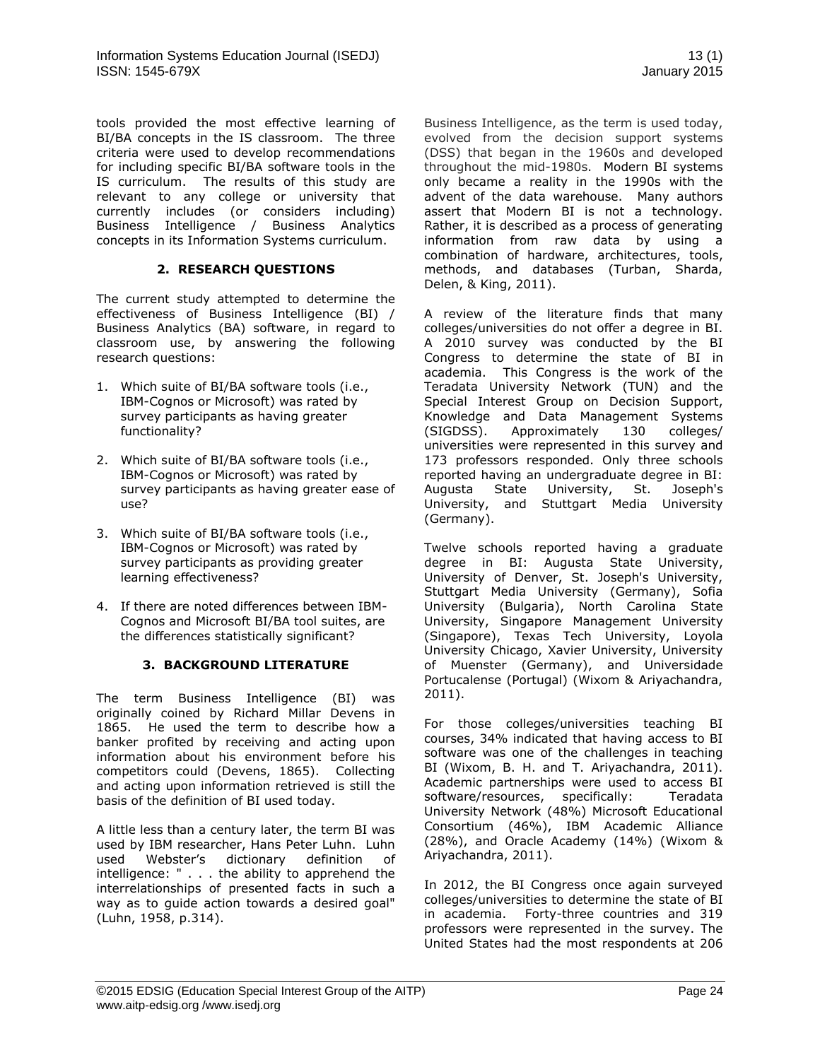tools provided the most effective learning of BI/BA concepts in the IS classroom. The three criteria were used to develop recommendations for including specific BI/BA software tools in the IS curriculum. The results of this study are relevant to any college or university that currently includes (or considers including) Business Intelligence / Business Analytics concepts in its Information Systems curriculum.

## 2. RESEARCH QUESTIONS

The current study attempted to determine the effectiveness of Business Intelligence (BI) / Business Analytics (BA) software, in regard to classroom use, by answering the following research questions:

1. Which suite of BI/BA software tools (i.e., IBM-Cognos or Microsoft) was rated by survey participants as having greater functionality?
2. Which suite of BI/BA software tools (i.e., IBM-Cognos or Microsoft) was rated by survey participants as having greater ease of use?
3. Which suite of BI/BA software tools (i.e., IBM-Cognos or Microsoft) was rated by survey participants as providing greater learning effectiveness?
4. If there are noted differences between IBM-Cognos and Microsoft BI/BA tool suites, are the differences statistically significant?

## 3. BACKGROUND LITERATURE

The term Business Intelligence (BI) was originally coined by Richard Millar Devens in 1865. He used the term to describe how a banker profited by receiving and acting upon information about his environment before his competitors could (Devens, 1865). Collecting and acting upon information retrieved is still the basis of the definition of BI used today.

A little less than a century later, the term BI was used by IBM researcher, Hans Peter Luhn. Luhn used Webster's dictionary definition of intelligence: " . . . the ability to apprehend the interrelationships of presented facts in such a way as to guide action towards a desired goal" (Luhn, 1958, p.314).

Business Intelligence, as the term is used today, evolved from the decision support systems (DSS) that began in the 1960s and developed throughout the mid-1980s. Modern BI systems only became a reality in the 1990s with the advent of the data warehouse. Many authors assert that Modern BI is not a technology. Rather, it is described as a process of generating information from raw data by using a combination of hardware, architectures, tools, methods, and databases (Turban, Sharda, Delen, & King, 2011).

A review of the literature finds that many colleges/universities do not offer a degree in BI. A 2010 survey was conducted by the BI Congress to determine the state of BI in academia. This Congress is the work of the Teradata University Network (TUN) and the Special Interest Group on Decision Support, Knowledge and Data Management Systems (SIGDSS). Approximately 130 colleges/ universities were represented in this survey and 173 professors responded. Only three schools reported having an undergraduate degree in BI: Augusta State University, St. Joseph's University, and Stuttgart Media University (Germany).

Twelve schools reported having a graduate degree in BI: Augusta State University, University of Denver, St. Joseph's University, Stuttgart Media University (Germany), Sofia University (Bulgaria), North Carolina State University, Singapore Management University (Singapore), Texas Tech University, Loyola University Chicago, Xavier University, University of Muenster (Germany), and Universidade Portucalense (Portugal) (Wixom & Ariyachandra, 2011).

For those colleges/universities teaching BI courses, 34% indicated that having access to BI software was one of the challenges in teaching BI (Wixom, B. H. and T. Ariyachandra, 2011). Academic partnerships were used to access BI software/resources, specifically: Teradata University Network (48%) Microsoft Educational Consortium (46%), IBM Academic Alliance (28%), and Oracle Academy (14%) (Wixom & Ariyachandra, 2011).

In 2012, the BI Congress once again surveyed colleges/universities to determine the state of BI in academia. Forty-three countries and 319 professors were represented in the survey. The United States had the most respondents at 206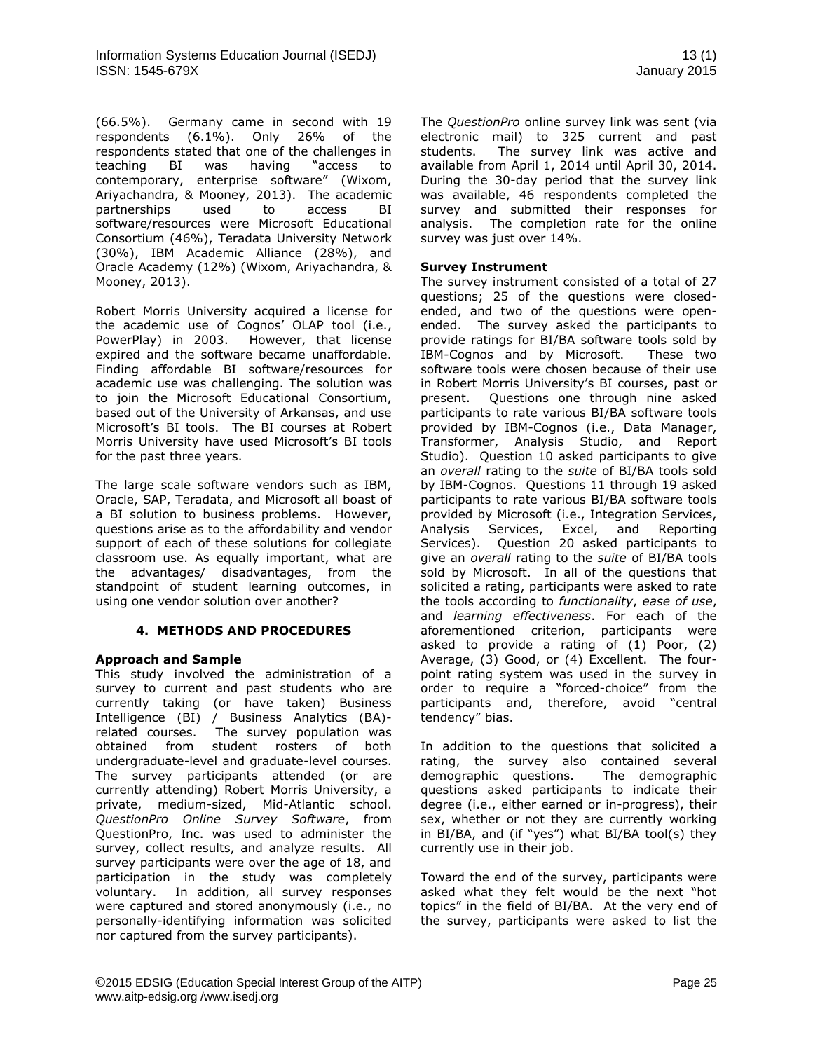(66.5%). Germany came in second with 19 respondents (6.1%). Only 26% of the respondents stated that one of the challenges in teaching BI was having "access to contemporary, enterprise software" (Wixom, Ariyachandra, & Mooney, 2013). The academic partnerships used to access BI software/resources were Microsoft Educational Consortium (46%), Teradata University Network (30%), IBM Academic Alliance (28%), and Oracle Academy (12%) (Wixom, Ariyachandra, & Mooney, 2013).

Robert Morris University acquired a license for the academic use of Cognos' OLAP tool (i.e., PowerPlay) in 2003. However, that license expired and the software became unaffordable. Finding affordable BI software/resources for academic use was challenging. The solution was to join the Microsoft Educational Consortium, based out of the University of Arkansas, and use Microsoft's BI tools. The BI courses at Robert Morris University have used Microsoft's BI tools for the past three years.

The large scale software vendors such as IBM, Oracle, SAP, Teradata, and Microsoft all boast of a BI solution to business problems. However, questions arise as to the affordability and vendor support of each of these solutions for collegiate classroom use. As equally important, what are the advantages/ disadvantages, from the standpoint of student learning outcomes, in using one vendor solution over another?

## 4. METHODS AND PROCEDURES

### Approach and Sample

This study involved the administration of a survey to current and past students who are currently taking (or have taken) Business Intelligence (BI) / Business Analytics (BA)-related courses. The survey population was obtained from student rosters of both undergraduate-level and graduate-level courses. The survey participants attended (or are currently attending) Robert Morris University, a private, medium-sized, Mid-Atlantic school. *QuestionPro Online Survey Software*, from QuestionPro, Inc. was used to administer the survey, collect results, and analyze results. All survey participants were over the age of 18, and participation in the study was completely voluntary. In addition, all survey responses were captured and stored anonymously (i.e., no personally-identifying information was solicited nor captured from the survey participants).

The *QuestionPro* online survey link was sent (via electronic mail) to 325 current and past students. The survey link was active and available from April 1, 2014 until April 30, 2014. During the 30-day period that the survey link was available, 46 respondents completed the survey and submitted their responses for analysis. The completion rate for the online survey was just over 14%.

### Survey Instrument

The survey instrument consisted of a total of 27 questions; 25 of the questions were closed-ended, and two of the questions were open-ended. The survey asked the participants to provide ratings for BI/BA software tools sold by IBM-Cognos and by Microsoft. These two software tools were chosen because of their use in Robert Morris University's BI courses, past or present. Questions one through nine asked participants to rate various BI/BA software tools provided by IBM-Cognos (i.e., Data Manager, Transformer, Analysis Studio, and Report Studio). Question 10 asked participants to give an *overall* rating to the *suite* of BI/BA tools sold by IBM-Cognos. Questions 11 through 19 asked participants to rate various BI/BA software tools provided by Microsoft (i.e., Integration Services, Analysis Services, Excel, and Reporting Services). Question 20 asked participants to give an *overall* rating to the *suite* of BI/BA tools sold by Microsoft. In all of the questions that solicited a rating, participants were asked to rate the tools according to *functionality*, *ease of use*, and *learning effectiveness*. For each of the aforementioned criterion, participants were asked to provide a rating of (1) Poor, (2) Average, (3) Good, or (4) Excellent. The four-point rating system was used in the survey in order to require a "forced-choice" from the participants and, therefore, avoid "central tendency" bias.

In addition to the questions that solicited a rating, the survey also contained several demographic questions. The demographic questions asked participants to indicate their degree (i.e., either earned or in-progress), their sex, whether or not they are currently working in BI/BA, and (if "yes") what BI/BA tool(s) they currently use in their job.

Toward the end of the survey, participants were asked what they felt would be the next "hot topics" in the field of BI/BA. At the very end of the survey, participants were asked to list the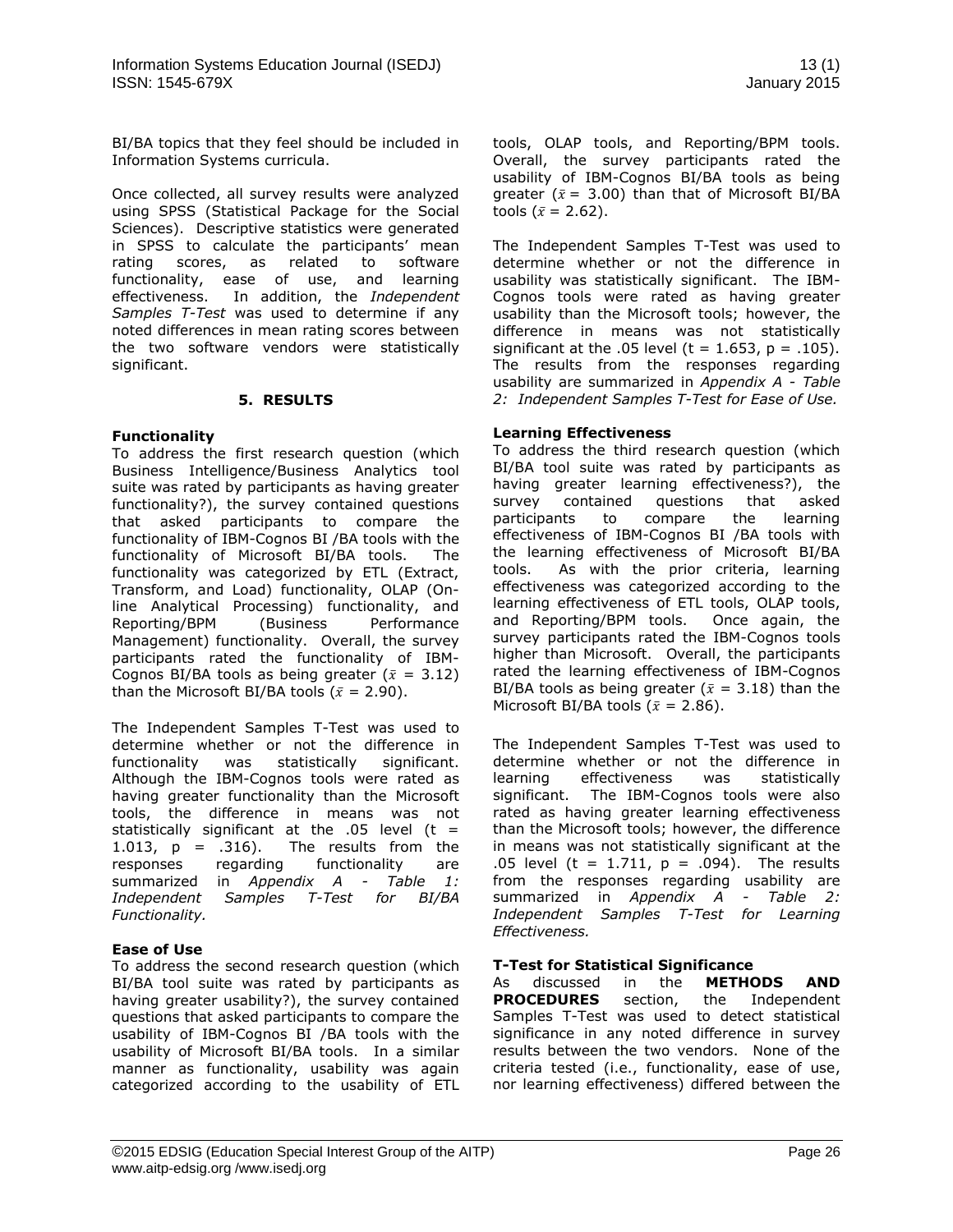BI/BA topics that they feel should be included in Information Systems curricula.

Once collected, all survey results were analyzed using SPSS (Statistical Package for the Social Sciences). Descriptive statistics were generated in SPSS to calculate the participants' mean rating scores, as related to software functionality, ease of use, and learning effectiveness. In addition, the *Independent Samples T-Test* was used to determine if any noted differences in mean rating scores between the two software vendors were statistically significant.

## 5. RESULTS

### Functionality

To address the first research question (which Business Intelligence/Business Analytics tool suite was rated by participants as having greater functionality?), the survey contained questions that asked participants to compare the functionality of IBM-Cognos BI /BA tools with the functionality of Microsoft BI/BA tools. The functionality was categorized by ETL (Extract, Transform, and Load) functionality, OLAP (On-line Analytical Processing) functionality, and Reporting/BPM (Business Performance Management) functionality. Overall, the survey participants rated the functionality of IBM-Cognos BI/BA tools as being greater ($\bar{x}$ = 3.12) than the Microsoft BI/BA tools ($\bar{x}$ = 2.90).

The Independent Samples T-Test was used to determine whether or not the difference in functionality was statistically significant. Although the IBM-Cognos tools were rated as having greater functionality than the Microsoft tools, the difference in means was not statistically significant at the .05 level ($t$ = 1.013, $p$ = .316). The results from the responses regarding functionality are summarized in *Appendix A - Table 1: Independent Samples T-Test for BI/BA Functionality.*

### Ease of Use

To address the second research question (which BI/BA tool suite was rated by participants as having greater usability?), the survey contained questions that asked participants to compare the usability of IBM-Cognos BI /BA tools with the usability of Microsoft BI/BA tools. In a similar manner as functionality, usability was again categorized according to the usability of ETL tools, OLAP tools, and Reporting/BPM tools. Overall, the survey participants rated the usability of IBM-Cognos BI/BA tools as being greater ($\bar{x}$ = 3.00) than that of Microsoft BI/BA tools ($\bar{x}$ = 2.62).

The Independent Samples T-Test was used to determine whether or not the difference in usability was statistically significant. The IBM-Cognos tools were rated as having greater usability than the Microsoft tools; however, the difference in means was not statistically significant at the .05 level ($t$ = 1.653, $p$ = .105). The results from the responses regarding usability are summarized in *Appendix A - Table 2: Independent Samples T-Test for Ease of Use.*

### Learning Effectiveness

To address the third research question (which BI/BA tool suite was rated by participants as having greater learning effectiveness?), the survey contained questions that asked participants to compare the learning effectiveness of IBM-Cognos BI /BA tools with the learning effectiveness of Microsoft BI/BA tools. As with the prior criteria, learning effectiveness was categorized according to the learning effectiveness of ETL tools, OLAP tools, and Reporting/BPM tools. Once again, the survey participants rated the IBM-Cognos tools higher than Microsoft. Overall, the participants rated the learning effectiveness of IBM-Cognos BI/BA tools as being greater ($\bar{x}$ = 3.18) than the Microsoft BI/BA tools ($\bar{x}$ = 2.86).

The Independent Samples T-Test was used to determine whether or not the difference in learning effectiveness was statistically significant. The IBM-Cognos tools were also rated as having greater learning effectiveness than the Microsoft tools; however, the difference in means was not statistically significant at the .05 level ($t$ = 1.711, $p$ = .094). The results from the responses regarding usability are summarized in *Appendix A - Table 2: Independent Samples T-Test for Learning Effectiveness.*

### T-Test for Statistical Significance

As discussed in the **METHODS AND PROCEDURES** section, the Independent Samples T-Test was used to detect statistical significance in any noted difference in survey results between the two vendors. None of the criteria tested (i.e., functionality, ease of use, nor learning effectiveness) differed between the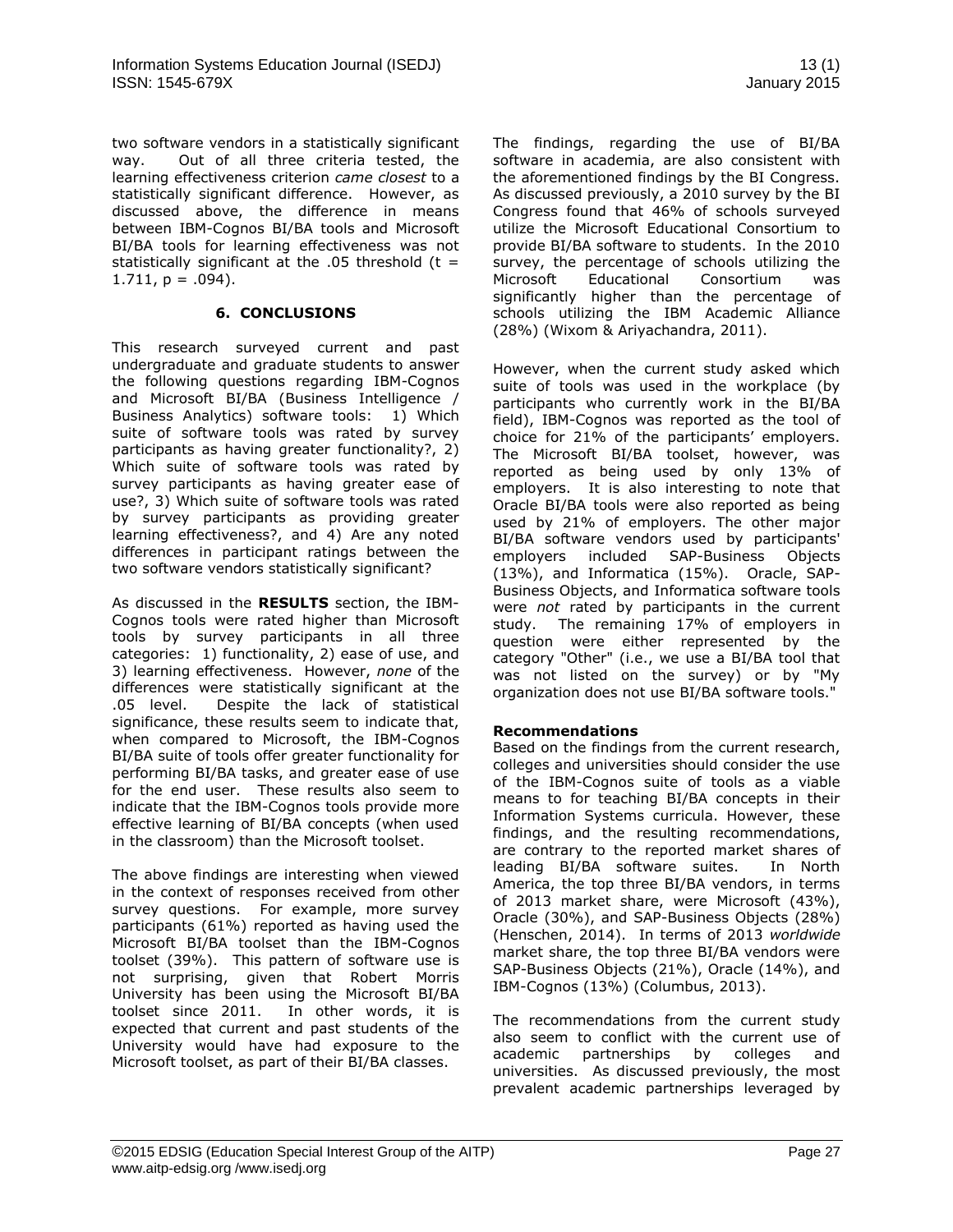two software vendors in a statistically significant way. Out of all three criteria tested, the learning effectiveness criterion *came closest* to a statistically significant difference. However, as discussed above, the difference in means between IBM-Cognos BI/BA tools and Microsoft BI/BA tools for learning effectiveness was not statistically significant at the .05 threshold ($t = 1.711$, $p = .094$).

## 6. CONCLUSIONS

This research surveyed current and past undergraduate and graduate students to answer the following questions regarding IBM-Cognos and Microsoft BI/BA (Business Intelligence / Business Analytics) software tools: 1) Which suite of software tools was rated by survey participants as having greater functionality?, 2) Which suite of software tools was rated by survey participants as having greater ease of use?, 3) Which suite of software tools was rated by survey participants as providing greater learning effectiveness?, and 4) Are any noted differences in participant ratings between the two software vendors statistically significant?

As discussed in the **RESULTS** section, the IBM-Cognos tools were rated higher than Microsoft tools by survey participants in all three categories: 1) functionality, 2) ease of use, and 3) learning effectiveness. However, *none* of the differences were statistically significant at the .05 level. Despite the lack of statistical significance, these results seem to indicate that, when compared to Microsoft, the IBM-Cognos BI/BA suite of tools offer greater functionality for performing BI/BA tasks, and greater ease of use for the end user. These results also seem to indicate that the IBM-Cognos tools provide more effective learning of BI/BA concepts (when used in the classroom) than the Microsoft toolset.

The above findings are interesting when viewed in the context of responses received from other survey questions. For example, more survey participants (61%) reported as having used the Microsoft BI/BA toolset than the IBM-Cognos toolset (39%). This pattern of software use is not surprising, given that Robert Morris University has been using the Microsoft BI/BA toolset since 2011. In other words, it is expected that current and past students of the University would have had exposure to the Microsoft toolset, as part of their BI/BA classes.

The findings, regarding the use of BI/BA software in academia, are also consistent with the aforementioned findings by the BI Congress. As discussed previously, a 2010 survey by the BI Congress found that 46% of schools surveyed utilize the Microsoft Educational Consortium to provide BI/BA software to students. In the 2010 survey, the percentage of schools utilizing the Microsoft Educational Consortium was significantly higher than the percentage of schools utilizing the IBM Academic Alliance (28%) (Wixom & Ariyachandra, 2011).

However, when the current study asked which suite of tools was used in the workplace (by participants who currently work in the BI/BA field), IBM-Cognos was reported as the tool of choice for 21% of the participants' employers. The Microsoft BI/BA toolset, however, was reported as being used by only 13% of employers. It is also interesting to note that Oracle BI/BA tools were also reported as being used by 21% of employers. The other major BI/BA software vendors used by participants' employers included SAP-Business Objects (13%), and Informatica (15%). Oracle, SAP-Business Objects, and Informatica software tools were *not* rated by participants in the current study. The remaining 17% of employers in question were either represented by the category "Other" (i.e., we use a BI/BA tool that was not listed on the survey) or by "My organization does not use BI/BA software tools."

### Recommendations

Based on the findings from the current research, colleges and universities should consider the use of the IBM-Cognos suite of tools as a viable means to for teaching BI/BA concepts in their Information Systems curricula. However, these findings, and the resulting recommendations, are contrary to the reported market shares of leading BI/BA software suites. In North America, the top three BI/BA vendors, in terms of 2013 market share, were Microsoft (43%), Oracle (30%), and SAP-Business Objects (28%) (Henschen, 2014). In terms of 2013 *worldwide* market share, the top three BI/BA vendors were SAP-Business Objects (21%), Oracle (14%), and IBM-Cognos (13%) (Columbus, 2013).

The recommendations from the current study also seem to conflict with the current use of academic partnerships by colleges and universities. As discussed previously, the most prevalent academic partnerships leveraged by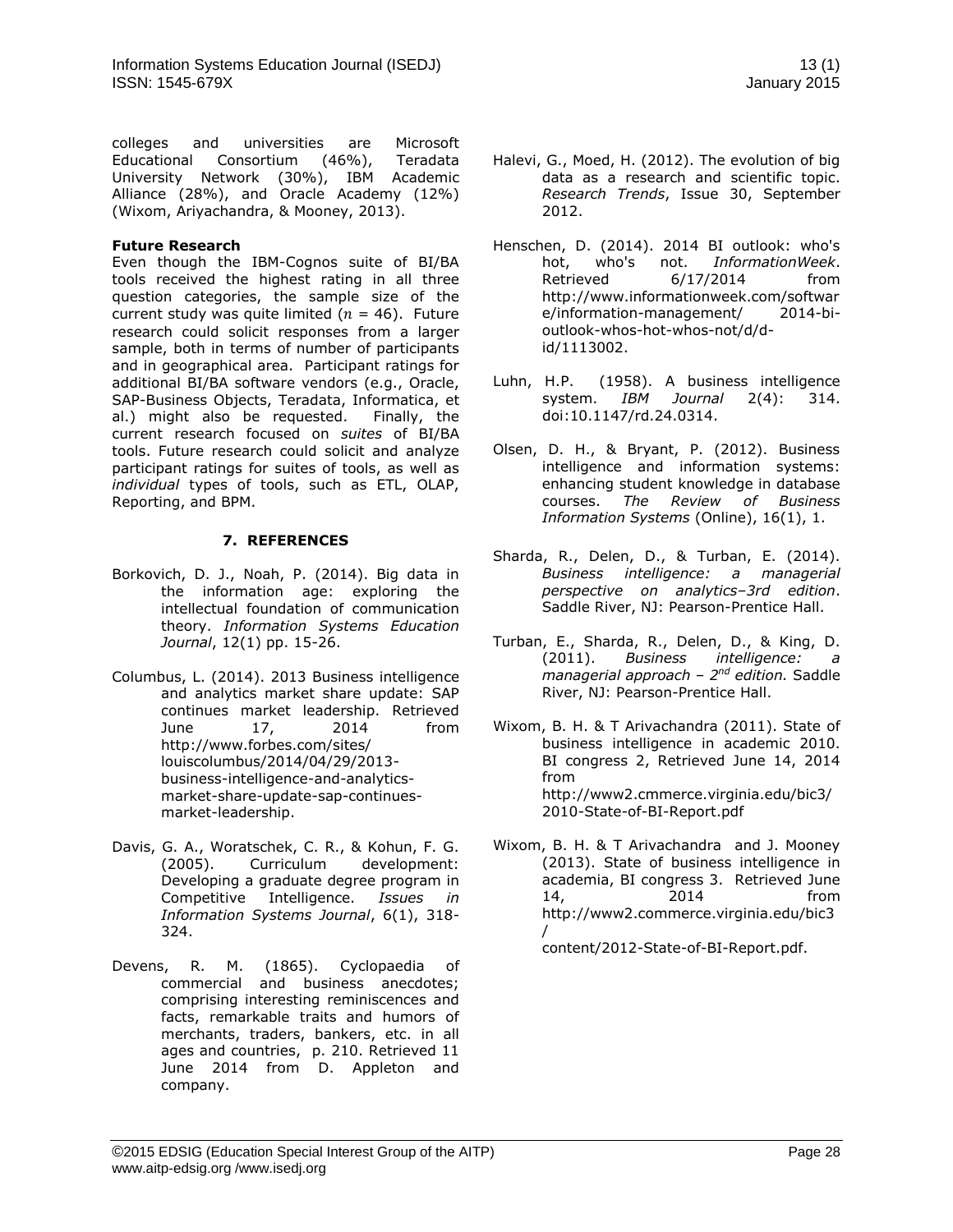colleges and universities are Microsoft Educational Consortium (46%), Teradata University Network (30%), IBM Academic Alliance (28%), and Oracle Academy (12%) (Wixom, Ariyachandra, & Mooney, 2013).

**Future Research**

Even though the IBM-Cognos suite of BI/BA tools received the highest rating in all three question categories, the sample size of the current study was quite limited ($n$ = 46). Future research could solicit responses from a larger sample, both in terms of number of participants and in geographical area. Participant ratings for additional BI/BA software vendors (e.g., Oracle, SAP-Business Objects, Teradata, Informatica, et al.) might also be requested. Finally, the current research focused on *suites* of BI/BA tools. Future research could solicit and analyze participant ratings for suites of tools, as well as *individual* types of tools, such as ETL, OLAP, Reporting, and BPM.

## 7. REFERENCES

Borkovich, D. J., Noah, P. (2014). Big data in the information age: exploring the intellectual foundation of communication theory. *Information Systems Education Journal*, 12(1) pp. 15-26.

Columbus, L. (2014). 2013 Business intelligence and analytics market share update: SAP continues market leadership. Retrieved June 17, 2014 from http://www.forbes.com/sites/louiscolumbus/2014/04/29/2013-business-intelligence-and-analytics-market-share-update-sap-continues-market-leadership.

Davis, G. A., Woratschek, C. R., & Kohun, F. G. (2005). Curriculum development: Developing a graduate degree program in Competitive Intelligence. *Issues in Information Systems Journal*, 6(1), 318-324.

Devens, R. M. (1865). Cyclopaedia of commercial and business anecdotes; comprising interesting reminiscences and facts, remarkable traits and humors of merchants, traders, bankers, etc. in all ages and countries, p. 210. Retrieved 11 June 2014 from D. Appleton and company.

Halevi, G., Moed, H. (2012). The evolution of big data as a research and scientific topic. *Research Trends*, Issue 30, September 2012.

Henschen, D. (2014). 2014 BI outlook: who's hot, who's not. *InformationWeek*. Retrieved 6/17/2014 from http://www.informationweek.com/software/information-management/ 2014-bi-outlook-whos-hot-whos-not/d/d-id/1113002.

Luhn, H.P. (1958). A business intelligence system. *IBM Journal* 2(4): 314. doi:10.1147/rd.24.0314.

Olsen, D. H., & Bryant, P. (2012). Business intelligence and information systems: enhancing student knowledge in database courses. *The Review of Business Information Systems* (Online), 16(1), 1.

Sharda, R., Delen, D., & Turban, E. (2014). *Business intelligence: a managerial perspective on analytics–3rd edition*. Saddle River, NJ: Pearson-Prentice Hall.

Turban, E., Sharda, R., Delen, D., & King, D. (2011). *Business intelligence: a managerial approach – 2nd edition.* Saddle River, NJ: Pearson-Prentice Hall.

Wixom, B. H. & T Arivachandra (2011). State of business intelligence in academic 2010. BI congress 2, Retrieved June 14, 2014 from http://www2.cmmerce.virginia.edu/bic3/2010-State-of-BI-Report.pdf

Wixom, B. H. & T Arivachandra and J. Mooney (2013). State of business intelligence in academia, BI congress 3. Retrieved June 14, 2014 from http://www2.commerce.virginia.edu/bic3/content/2012-State-of-BI-Report.pdf.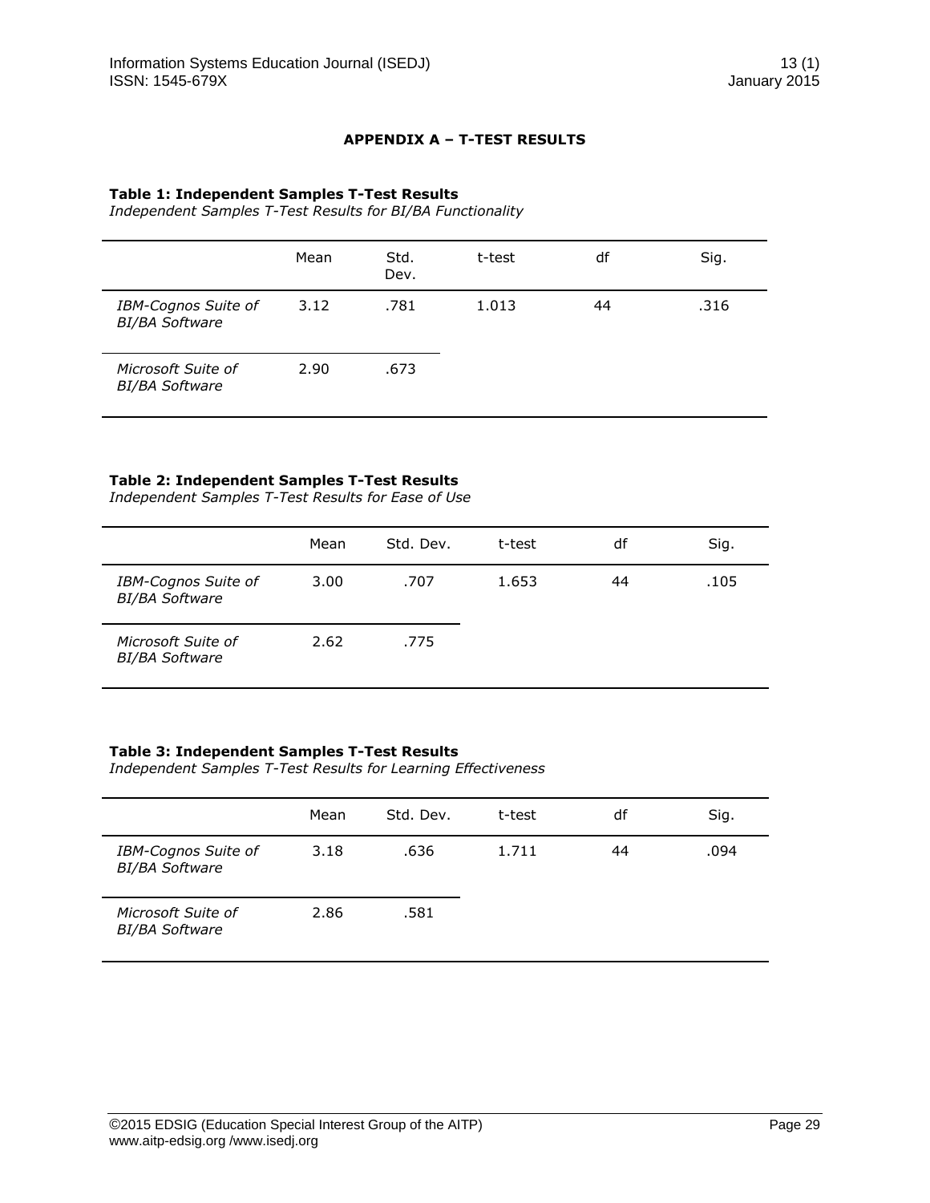## APPENDIX A – T-TEST RESULTS

**Table 1: Independent Samples T-Test Results**
*Independent Samples T-Test Results for BI/BA Functionality*

| | Mean | Std. Dev. | t-test | df | Sig. |
|---|---|---|---|---|---|
| *IBM-Cognos Suite of BI/BA Software* | 3.12 | .781 | 1.013 | 44 | .316 |
| *Microsoft Suite of BI/BA Software* | 2.90 | .673 | | | |

**Table 2: Independent Samples T-Test Results**
*Independent Samples T-Test Results for Ease of Use*

| | Mean | Std. Dev. | t-test | df | Sig. |
|---|---|---|---|---|---|
| *IBM-Cognos Suite of BI/BA Software* | 3.00 | .707 | 1.653 | 44 | .105 |
| *Microsoft Suite of BI/BA Software* | 2.62 | .775 | | | |

**Table 3: Independent Samples T-Test Results**
*Independent Samples T-Test Results for Learning Effectiveness*

| | Mean | Std. Dev. | t-test | df | Sig. |
|---|---|---|---|---|---|
| *IBM-Cognos Suite of BI/BA Software* | 3.18 | .636 | 1.711 | 44 | .094 |
| *Microsoft Suite of BI/BA Software* | 2.86 | .581 | | | |